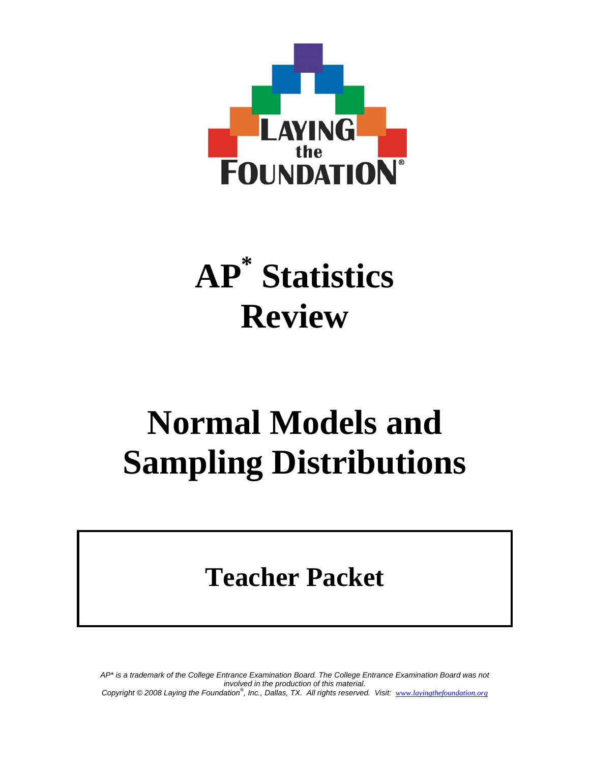LAYING the FOUNDATION®

# AP* Statistics Review

# Normal Models and Sampling Distributions

## Teacher Packet

*AP* is a trademark of the College Entrance Examination Board. The College Entrance Examination Board was not involved in the production of this material.*
*Copyright © 2008 Laying the Foundation®, Inc., Dallas, TX. All rights reserved. Visit: www.layingthefoundation.org*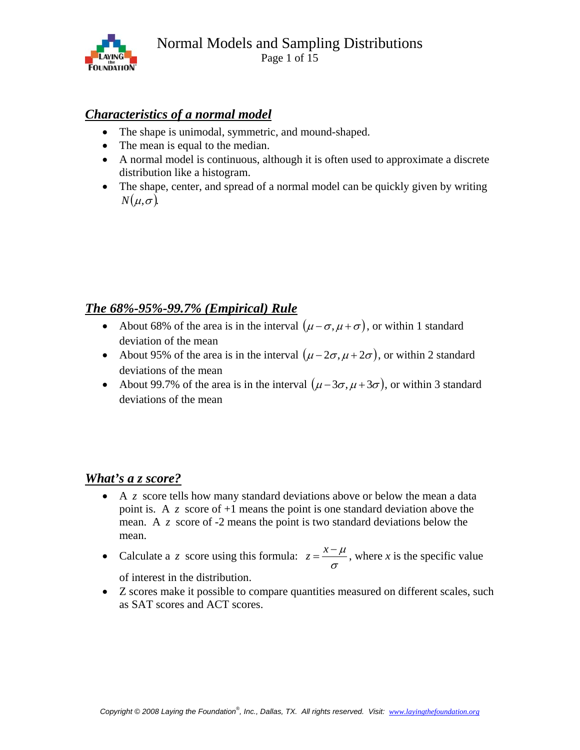## ***Characteristics of a normal model***

- The shape is unimodal, symmetric, and mound-shaped.
- The mean is equal to the median.
- A normal model is continuous, although it is often used to approximate a discrete distribution like a histogram.
- The shape, center, and spread of a normal model can be quickly given by writing $N(\mu, \sigma)$.

## ***The 68%-95%-99.7% (Empirical) Rule***

- About 68% of the area is in the interval $(\mu - \sigma, \mu + \sigma)$, or within 1 standard deviation of the mean
- About 95% of the area is in the interval $(\mu - 2\sigma, \mu + 2\sigma)$, or within 2 standard deviations of the mean
- About 99.7% of the area is in the interval $(\mu - 3\sigma, \mu + 3\sigma)$, or within 3 standard deviations of the mean

## ***What's a z score?***

- A $z$ score tells how many standard deviations above or below the mean a data point is. A $z$ score of +1 means the point is one standard deviation above the mean. A $z$ score of -2 means the point is two standard deviations below the mean.
- Calculate a $z$ score using this formula: $z = \dfrac{x - \mu}{\sigma}$, where $x$ is the specific value of interest in the distribution.
- Z scores make it possible to compare quantities measured on different scales, such as SAT scores and ACT scores.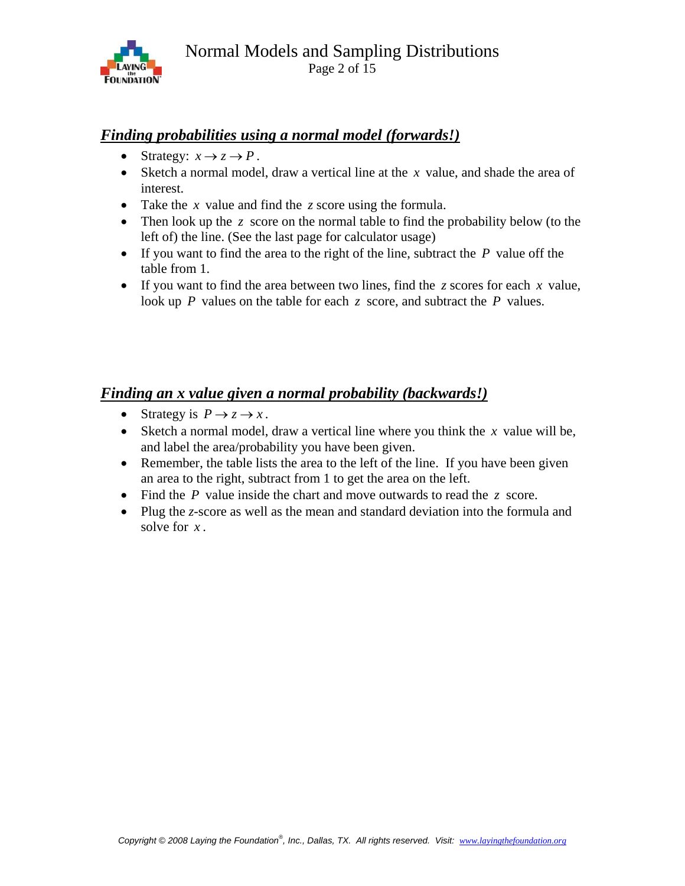## ***Finding probabilities using a normal model (forwards!)***

- Strategy: $x \rightarrow z \rightarrow P$.
- Sketch a normal model, draw a vertical line at the $x$ value, and shade the area of interest.
- Take the $x$ value and find the $z$ score using the formula.
- Then look up the $z$ score on the normal table to find the probability below (to the left of) the line. (See the last page for calculator usage)
- If you want to find the area to the right of the line, subtract the $P$ value off the table from 1.
- If you want to find the area between two lines, find the $z$ scores for each $x$ value, look up $P$ values on the table for each $z$ score, and subtract the $P$ values.

## ***Finding an x value given a normal probability (backwards!)***

- Strategy is $P \rightarrow z \rightarrow x$.
- Sketch a normal model, draw a vertical line where you think the $x$ value will be, and label the area/probability you have been given.
- Remember, the table lists the area to the left of the line. If you have been given an area to the right, subtract from 1 to get the area on the left.
- Find the $P$ value inside the chart and move outwards to read the $z$ score.
- Plug the $z$-score as well as the mean and standard deviation into the formula and solve for $x$.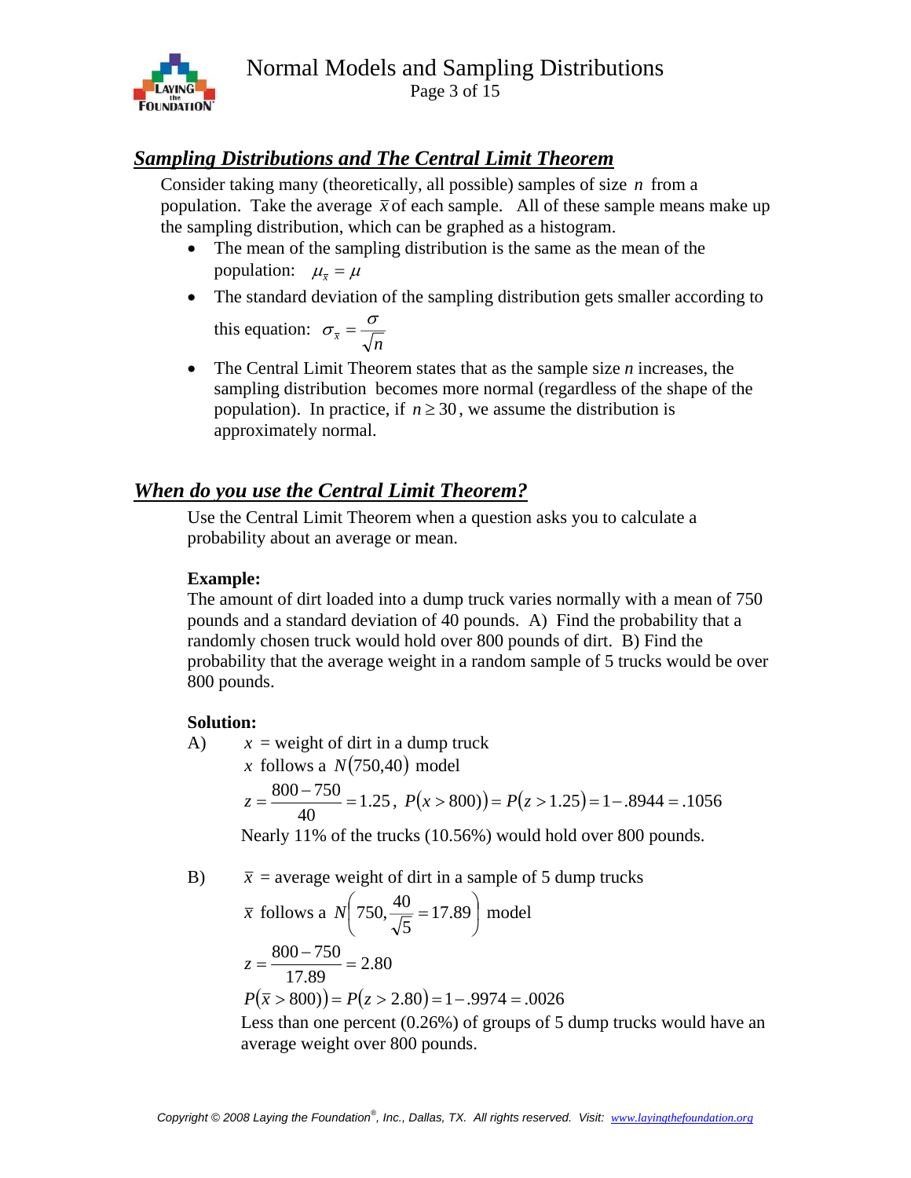## *Sampling Distributions and The Central Limit Theorem*

Consider taking many (theoretically, all possible) samples of size $n$ from a population. Take the average $\bar{x}$ of each sample. All of these sample means make up the sampling distribution, which can be graphed as a histogram.

- The mean of the sampling distribution is the same as the mean of the population: $\mu_{\bar{x}} = \mu$
- The standard deviation of the sampling distribution gets smaller according to this equation: $\sigma_{\bar{x}} = \dfrac{\sigma}{\sqrt{n}}$
- The Central Limit Theorem states that as the sample size $n$ increases, the sampling distribution becomes more normal (regardless of the shape of the population). In practice, if $n \geq 30$, we assume the distribution is approximately normal.

## *When do you use the Central Limit Theorem?*

Use the Central Limit Theorem when a question asks you to calculate a probability about an average or mean.

**Example:**

The amount of dirt loaded into a dump truck varies normally with a mean of 750 pounds and a standard deviation of 40 pounds. A) Find the probability that a randomly chosen truck would hold over 800 pounds of dirt. B) Find the probability that the average weight in a random sample of 5 trucks would be over 800 pounds.

**Solution:**

A) $x$ = weight of dirt in a dump truck

$x$ follows a $N(750,40)$ model

$z = \dfrac{800-750}{40} = 1.25$, $P(x > 800)) = P(z > 1.25) = 1 - .8944 = .1056$

Nearly 11% of the trucks (10.56%) would hold over 800 pounds.

B) $\bar{x}$ = average weight of dirt in a sample of 5 dump trucks

$\bar{x}$ follows a $N\left(750, \dfrac{40}{\sqrt{5}} = 17.89\right)$ model

$z = \dfrac{800-750}{17.89} = 2.80$

$P(\bar{x} > 800)) = P(z > 2.80) = 1 - .9974 = .0026$

Less than one percent (0.26%) of groups of 5 dump trucks would have an average weight over 800 pounds.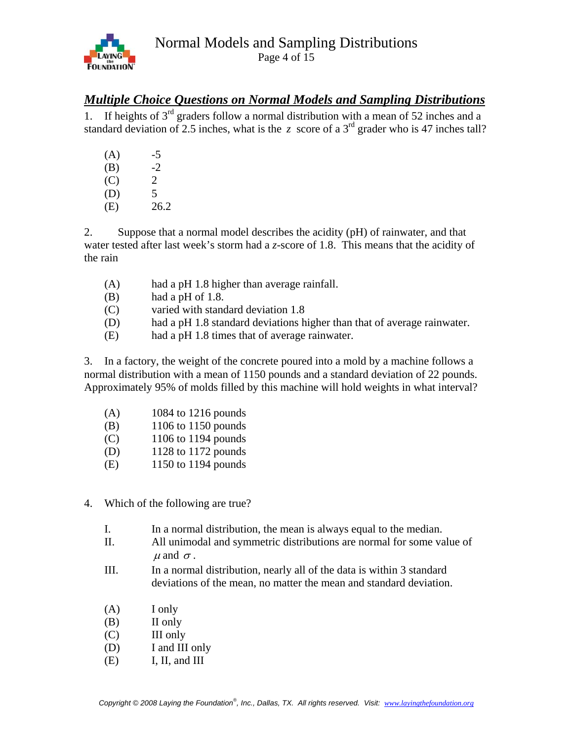## ***Multiple Choice Questions on Normal Models and Sampling Distributions***

1. If heights of 3rd graders follow a normal distribution with a mean of 52 inches and a standard deviation of 2.5 inches, what is the $z$ score of a 3rd grader who is 47 inches tall?

(A) -5
(B) -2
(C) 2
(D) 5
(E) 26.2

2. Suppose that a normal model describes the acidity (pH) of rainwater, and that water tested after last week's storm had a $z$-score of 1.8. This means that the acidity of the rain

(A) had a pH 1.8 higher than average rainfall.
(B) had a pH of 1.8.
(C) varied with standard deviation 1.8
(D) had a pH 1.8 standard deviations higher than that of average rainwater.
(E) had a pH 1.8 times that of average rainwater.

3. In a factory, the weight of the concrete poured into a mold by a machine follows a normal distribution with a mean of 1150 pounds and a standard deviation of 22 pounds. Approximately 95% of molds filled by this machine will hold weights in what interval?

(A) 1084 to 1216 pounds
(B) 1106 to 1150 pounds
(C) 1106 to 1194 pounds
(D) 1128 to 1172 pounds
(E) 1150 to 1194 pounds

4. Which of the following are true?

I. In a normal distribution, the mean is always equal to the median.
II. All unimodal and symmetric distributions are normal for some value of $\mu$ and $\sigma$.
III. In a normal distribution, nearly all of the data is within 3 standard deviations of the mean, no matter the mean and standard deviation.

(A) I only
(B) II only
(C) III only
(D) I and III only
(E) I, II, and III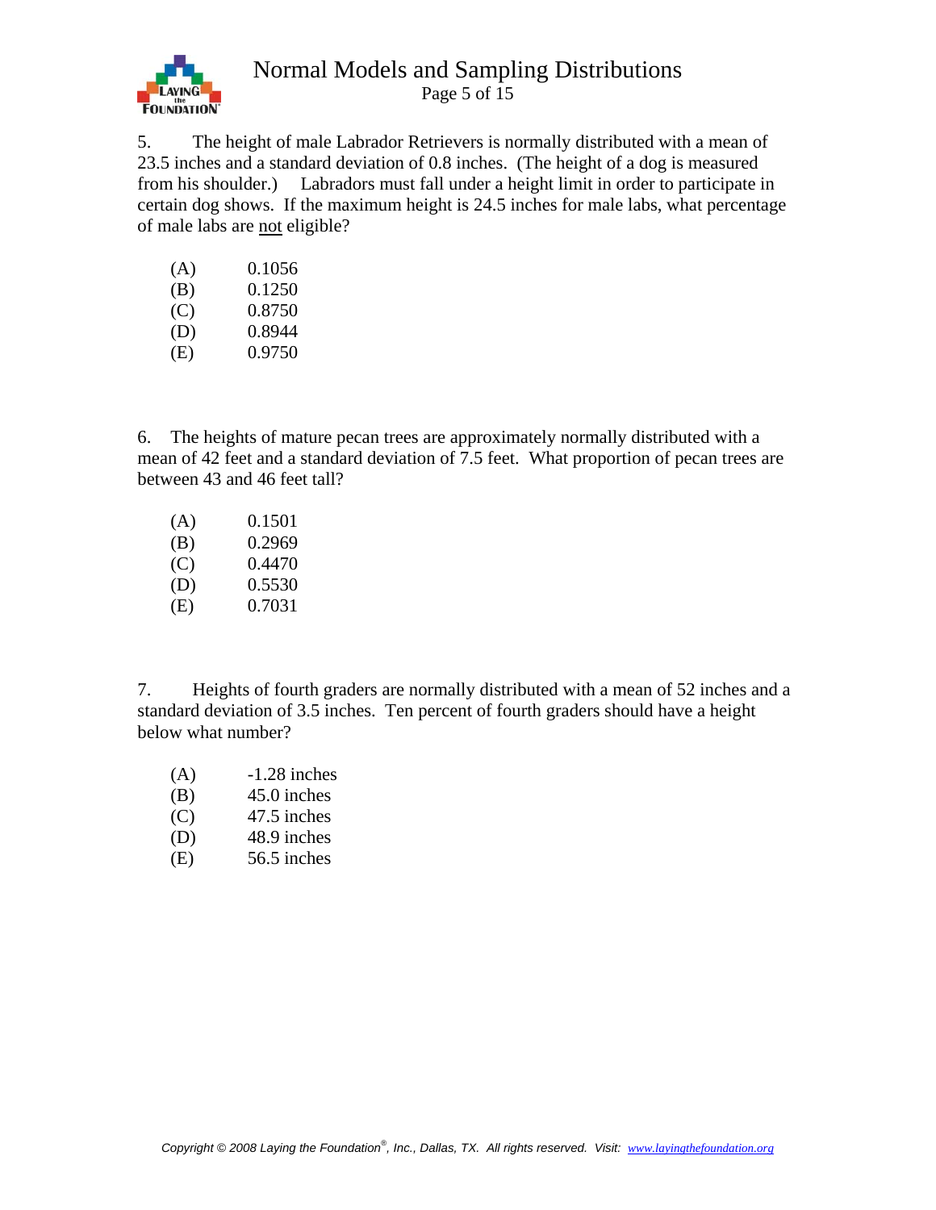5. The height of male Labrador Retrievers is normally distributed with a mean of 23.5 inches and a standard deviation of 0.8 inches. (The height of a dog is measured from his shoulder.) Labradors must fall under a height limit in order to participate in certain dog shows. If the maximum height is 24.5 inches for male labs, what percentage of male labs are <u>not</u> eligible?

(A) 0.1056
(B) 0.1250
(C) 0.8750
(D) 0.8944
(E) 0.9750

6. The heights of mature pecan trees are approximately normally distributed with a mean of 42 feet and a standard deviation of 7.5 feet. What proportion of pecan trees are between 43 and 46 feet tall?

(A) 0.1501
(B) 0.2969
(C) 0.4470
(D) 0.5530
(E) 0.7031

7. Heights of fourth graders are normally distributed with a mean of 52 inches and a standard deviation of 3.5 inches. Ten percent of fourth graders should have a height below what number?

(A) -1.28 inches
(B) 45.0 inches
(C) 47.5 inches
(D) 48.9 inches
(E) 56.5 inches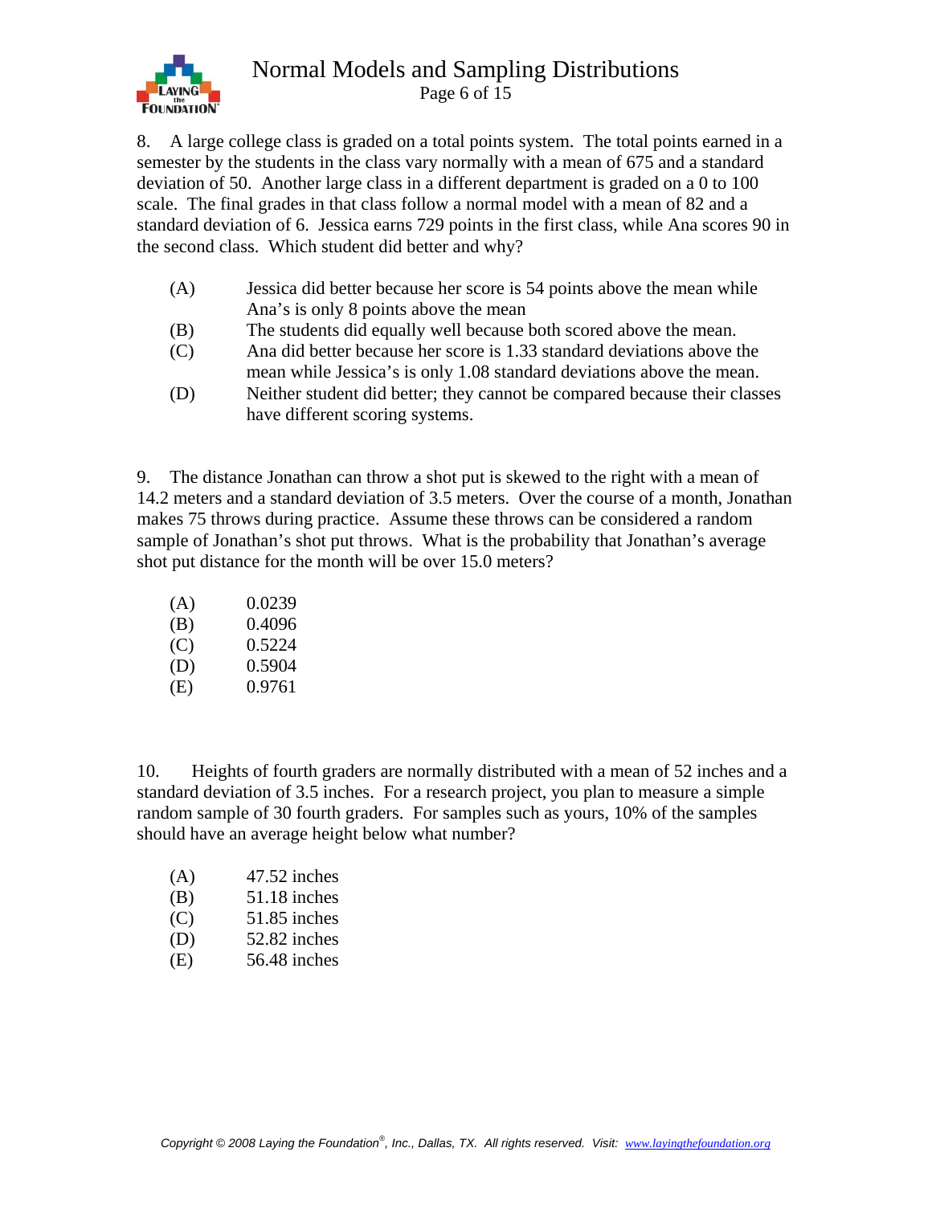8. A large college class is graded on a total points system. The total points earned in a semester by the students in the class vary normally with a mean of 675 and a standard deviation of 50. Another large class in a different department is graded on a 0 to 100 scale. The final grades in that class follow a normal model with a mean of 82 and a standard deviation of 6. Jessica earns 729 points in the first class, while Ana scores 90 in the second class. Which student did better and why?

(A) Jessica did better because her score is 54 points above the mean while Ana's is only 8 points above the mean
(B) The students did equally well because both scored above the mean.
(C) Ana did better because her score is 1.33 standard deviations above the mean while Jessica's is only 1.08 standard deviations above the mean.
(D) Neither student did better; they cannot be compared because their classes have different scoring systems.

9. The distance Jonathan can throw a shot put is skewed to the right with a mean of 14.2 meters and a standard deviation of 3.5 meters. Over the course of a month, Jonathan makes 75 throws during practice. Assume these throws can be considered a random sample of Jonathan's shot put throws. What is the probability that Jonathan's average shot put distance for the month will be over 15.0 meters?

(A) 0.0239
(B) 0.4096
(C) 0.5224
(D) 0.5904
(E) 0.9761

10. Heights of fourth graders are normally distributed with a mean of 52 inches and a standard deviation of 3.5 inches. For a research project, you plan to measure a simple random sample of 30 fourth graders. For samples such as yours, 10% of the samples should have an average height below what number?

(A) 47.52 inches
(B) 51.18 inches
(C) 51.85 inches
(D) 52.82 inches
(E) 56.48 inches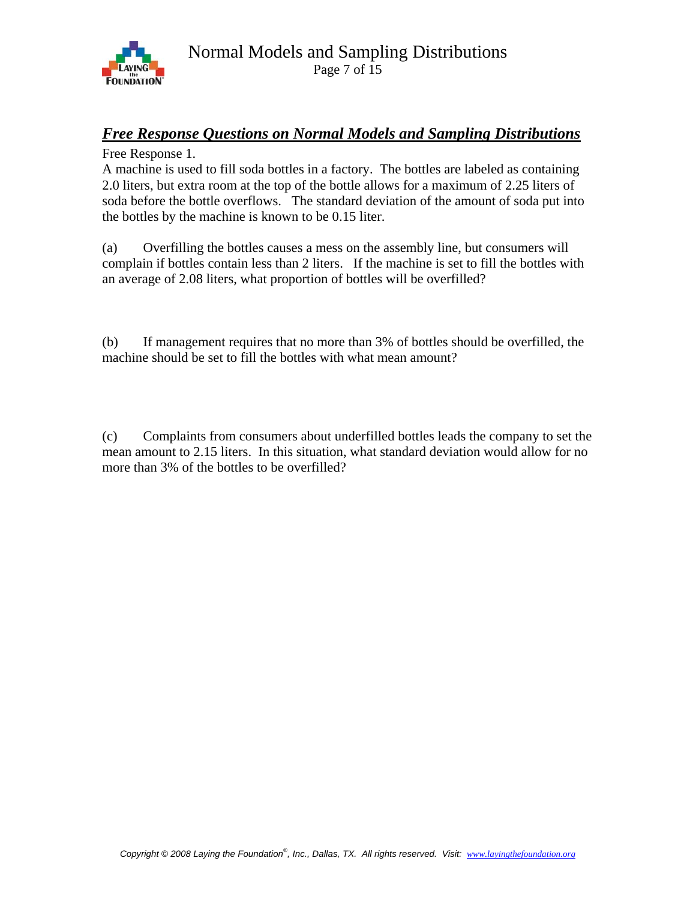## ***Free Response Questions on Normal Models and Sampling Distributions***

Free Response 1.

A machine is used to fill soda bottles in a factory. The bottles are labeled as containing 2.0 liters, but extra room at the top of the bottle allows for a maximum of 2.25 liters of soda before the bottle overflows. The standard deviation of the amount of soda put into the bottles by the machine is known to be 0.15 liter.

(a) Overfilling the bottles causes a mess on the assembly line, but consumers will complain if bottles contain less than 2 liters. If the machine is set to fill the bottles with an average of 2.08 liters, what proportion of bottles will be overfilled?

(b) If management requires that no more than 3% of bottles should be overfilled, the machine should be set to fill the bottles with what mean amount?

(c) Complaints from consumers about underfilled bottles leads the company to set the mean amount to 2.15 liters. In this situation, what standard deviation would allow for no more than 3% of the bottles to be overfilled?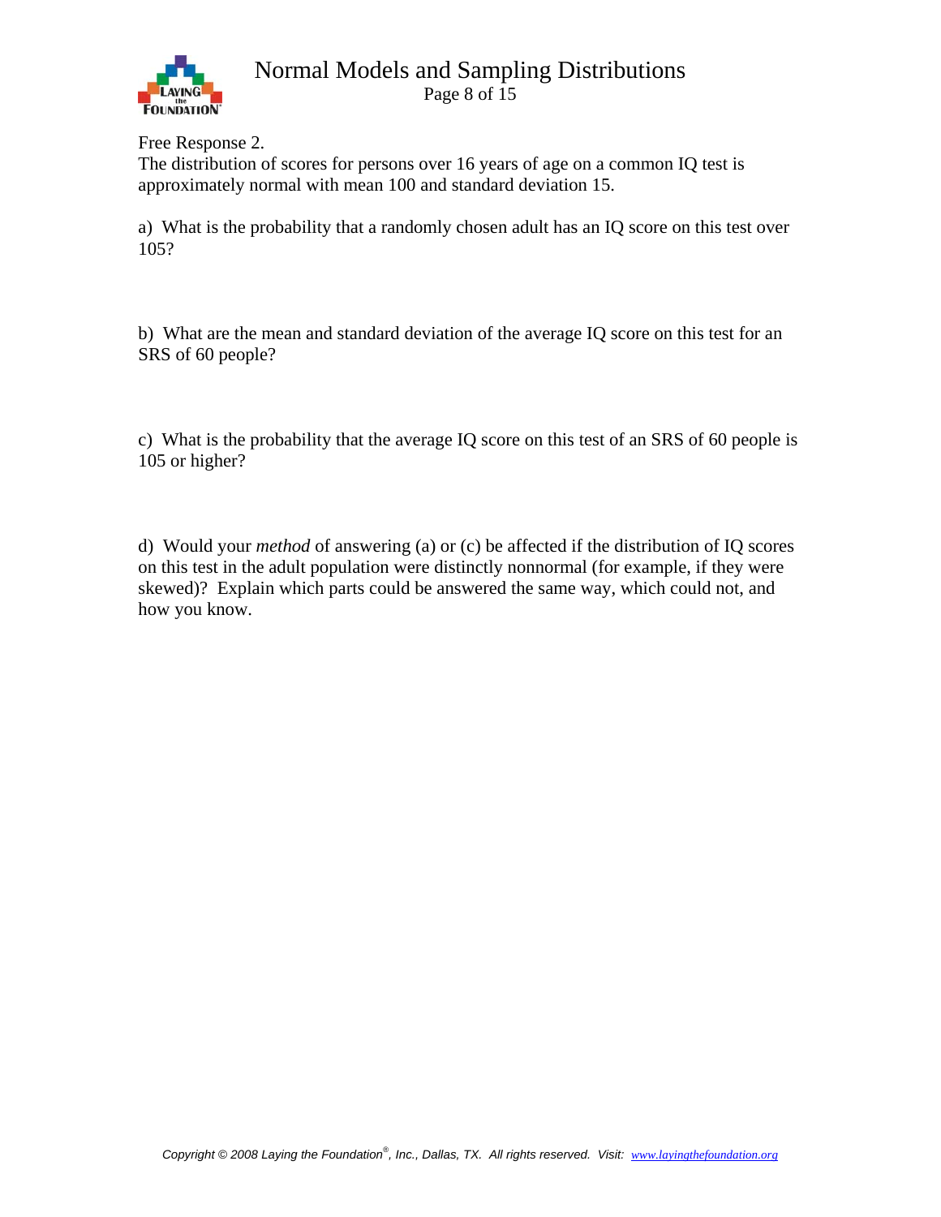Free Response 2.
The distribution of scores for persons over 16 years of age on a common IQ test is approximately normal with mean 100 and standard deviation 15.

a) What is the probability that a randomly chosen adult has an IQ score on this test over 105?

b) What are the mean and standard deviation of the average IQ score on this test for an SRS of 60 people?

c) What is the probability that the average IQ score on this test of an SRS of 60 people is 105 or higher?

d) Would your *method* of answering (a) or (c) be affected if the distribution of IQ scores on this test in the adult population were distinctly nonnormal (for example, if they were skewed)? Explain which parts could be answered the same way, which could not, and how you know.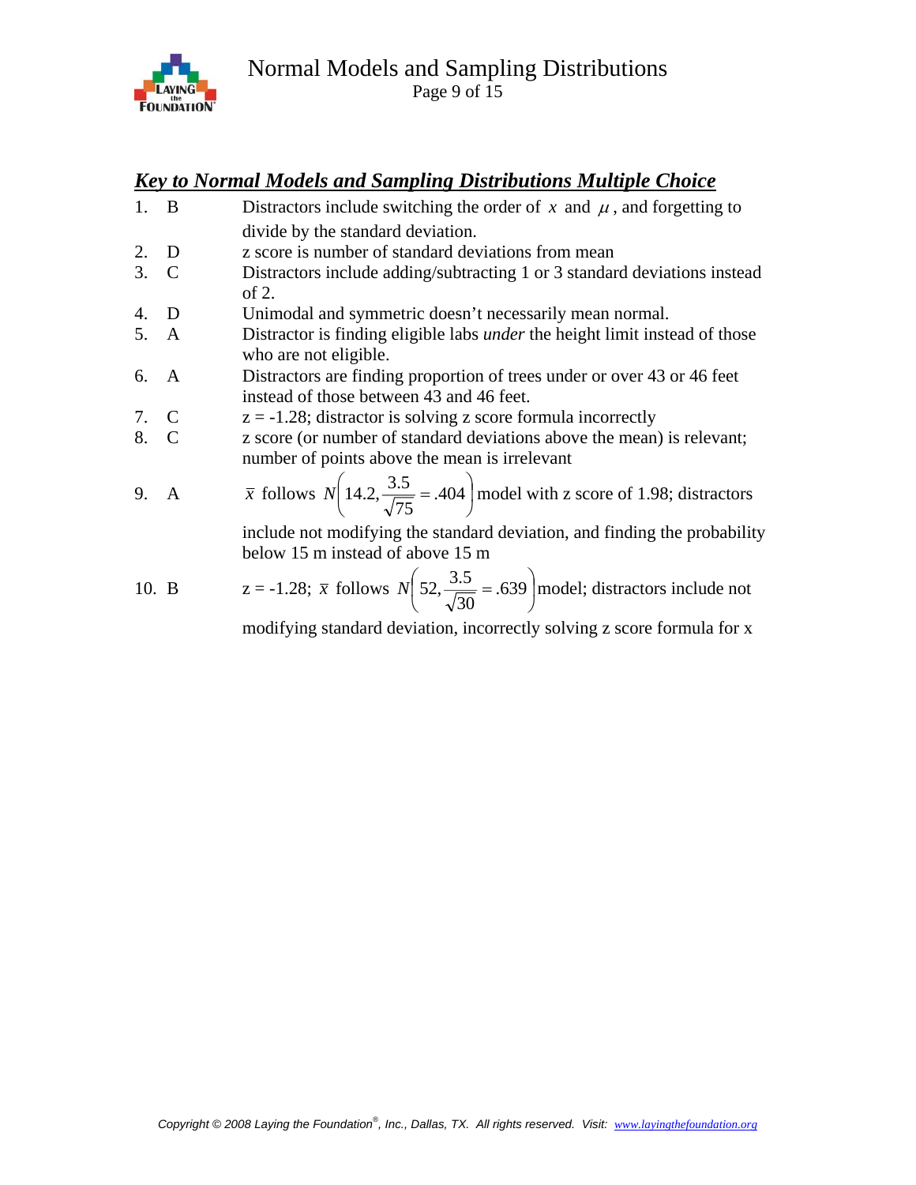## *Key to Normal Models and Sampling Distributions Multiple Choice*

1. B — Distractors include switching the order of $x$ and $\mu$, and forgetting to divide by the standard deviation.
2. D — z score is number of standard deviations from mean
3. C — Distractors include adding/subtracting 1 or 3 standard deviations instead of 2.
4. D — Unimodal and symmetric doesn't necessarily mean normal.
5. A — Distractor is finding eligible labs *under* the height limit instead of those who are not eligible.
6. A — Distractors are finding proportion of trees under or over 43 or 46 feet instead of those between 43 and 46 feet.
7. C — z = -1.28; distractor is solving z score formula incorrectly
8. C — z score (or number of standard deviations above the mean) is relevant; number of points above the mean is irrelevant
9. A — $\bar{x}$ follows $N\left(14.2, \frac{3.5}{\sqrt{75}} = .404\right)$ model with z score of 1.98; distractors include not modifying the standard deviation, and finding the probability below 15 m instead of above 15 m
10. B — z = -1.28; $\bar{x}$ follows $N\left(52, \frac{3.5}{\sqrt{30}} = .639\right)$ model; distractors include not modifying standard deviation, incorrectly solving z score formula for x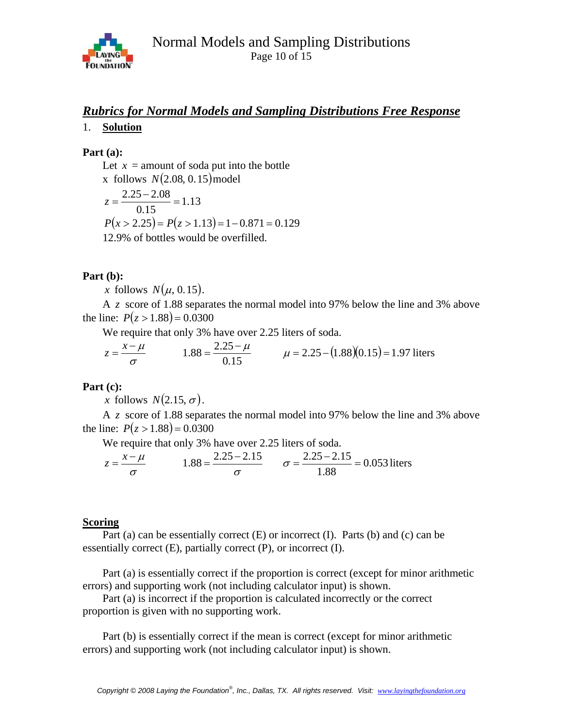## *Rubrics for Normal Models and Sampling Distributions Free Response*

1. **Solution**

**Part (a):**

Let $x$ = amount of soda put into the bottle

x follows $N(2.08, 0.15)$ model

$$z = \frac{2.25 - 2.08}{0.15} = 1.13$$

$$P(x > 2.25) = P(z > 1.13) = 1 - 0.871 = 0.129$$

12.9% of bottles would be overfilled.

**Part (b):**

$x$ follows $N(\mu, 0.15)$.

A $z$ score of 1.88 separates the normal model into 97% below the line and 3% above the line: $P(z > 1.88) = 0.0300$

We require that only 3% have over 2.25 liters of soda.

$$z = \frac{x - \mu}{\sigma} \qquad 1.88 = \frac{2.25 - \mu}{0.15} \qquad \mu = 2.25 - (1.88)(0.15) = 1.97 \text{ liters}$$

**Part (c):**

$x$ follows $N(2.15, \sigma)$.

A $z$ score of 1.88 separates the normal model into 97% below the line and 3% above the line: $P(z > 1.88) = 0.0300$

We require that only 3% have over 2.25 liters of soda.

$$z = \frac{x - \mu}{\sigma} \qquad 1.88 = \frac{2.25 - 2.15}{\sigma} \qquad \sigma = \frac{2.25 - 2.15}{1.88} = 0.053 \text{ liters}$$

**Scoring**

Part (a) can be essentially correct (E) or incorrect (I). Parts (b) and (c) can be essentially correct (E), partially correct (P), or incorrect (I).

Part (a) is essentially correct if the proportion is correct (except for minor arithmetic errors) and supporting work (not including calculator input) is shown.

Part (a) is incorrect if the proportion is calculated incorrectly or the correct proportion is given with no supporting work.

Part (b) is essentially correct if the mean is correct (except for minor arithmetic errors) and supporting work (not including calculator input) is shown.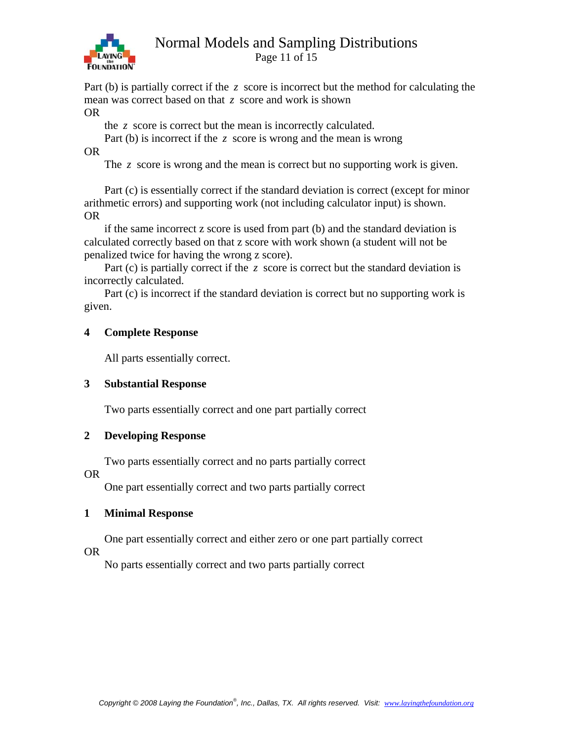Part (b) is partially correct if the $z$ score is incorrect but the method for calculating the mean was correct based on that $z$ score and work is shown

OR

the $z$ score is correct but the mean is incorrectly calculated.

Part (b) is incorrect if the $z$ score is wrong and the mean is wrong

OR

The $z$ score is wrong and the mean is correct but no supporting work is given.

Part (c) is essentially correct if the standard deviation is correct (except for minor arithmetic errors) and supporting work (not including calculator input) is shown.

OR

if the same incorrect z score is used from part (b) and the standard deviation is calculated correctly based on that z score with work shown (a student will not be penalized twice for having the wrong z score).

Part (c) is partially correct if the $z$ score is correct but the standard deviation is incorrectly calculated.

Part (c) is incorrect if the standard deviation is correct but no supporting work is given.

**4 Complete Response**

All parts essentially correct.

**3 Substantial Response**

Two parts essentially correct and one part partially correct

**2 Developing Response**

Two parts essentially correct and no parts partially correct

OR

One part essentially correct and two parts partially correct

**1 Minimal Response**

One part essentially correct and either zero or one part partially correct

OR

No parts essentially correct and two parts partially correct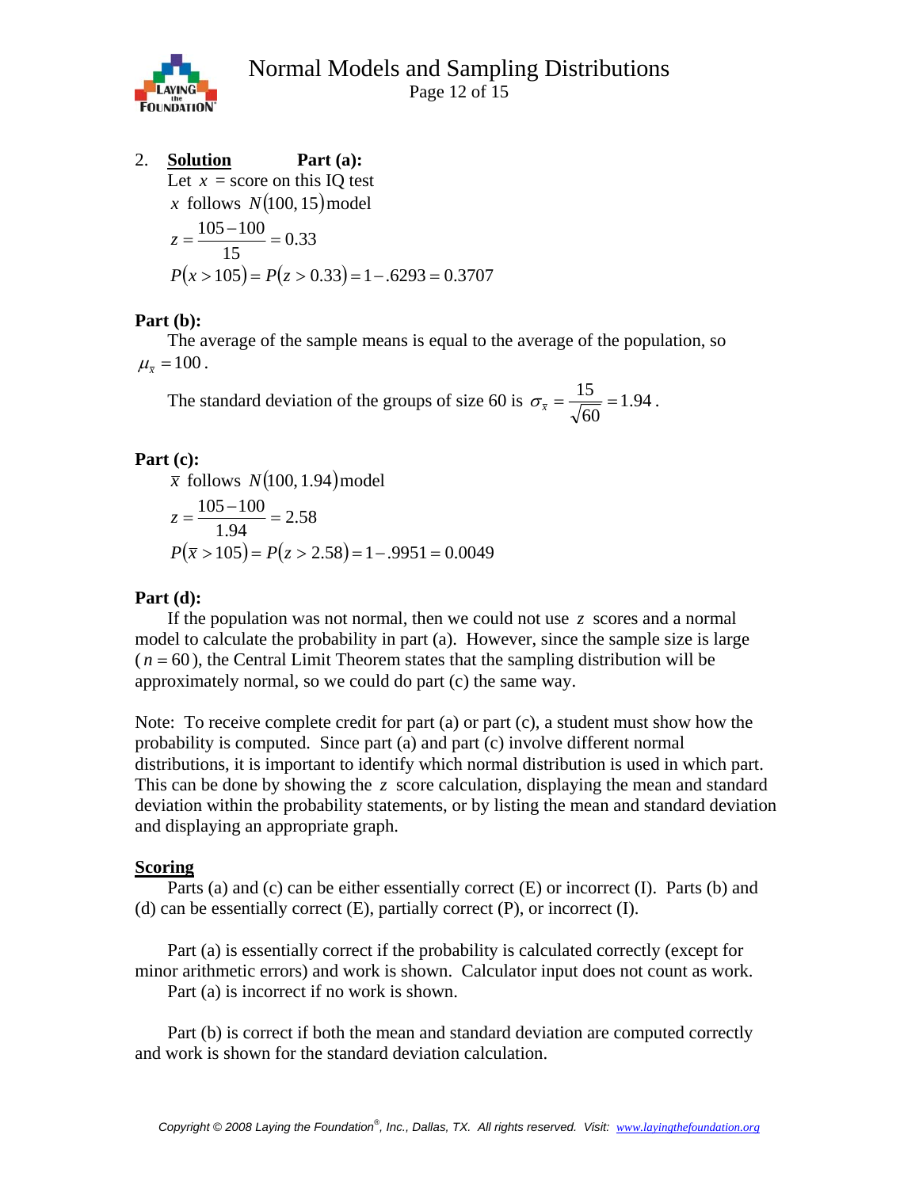2. **Solution** **Part (a):**

Let $x$ = score on this IQ test

$x$ follows $N(100, 15)$ model

$$z = \frac{105 - 100}{15} = 0.33$$

$$P(x > 105) = P(z > 0.33) = 1 - .6293 = 0.3707$$

**Part (b):**

The average of the sample means is equal to the average of the population, so $\mu_{\bar{x}} = 100$.

The standard deviation of the groups of size 60 is $\sigma_{\bar{x}} = \dfrac{15}{\sqrt{60}} = 1.94$.

**Part (c):**

$\bar{x}$ follows $N(100, 1.94)$ model

$$z = \frac{105 - 100}{1.94} = 2.58$$

$$P(\bar{x} > 105) = P(z > 2.58) = 1 - .9951 = 0.0049$$

**Part (d):**

If the population was not normal, then we could not use $z$ scores and a normal model to calculate the probability in part (a). However, since the sample size is large ($n = 60$), the Central Limit Theorem states that the sampling distribution will be approximately normal, so we could do part (c) the same way.

Note: To receive complete credit for part (a) or part (c), a student must show how the probability is computed. Since part (a) and part (c) involve different normal distributions, it is important to identify which normal distribution is used in which part. This can be done by showing the $z$ score calculation, displaying the mean and standard deviation within the probability statements, or by listing the mean and standard deviation and displaying an appropriate graph.

**Scoring**

Parts (a) and (c) can be either essentially correct (E) or incorrect (I). Parts (b) and (d) can be essentially correct (E), partially correct (P), or incorrect (I).

Part (a) is essentially correct if the probability is calculated correctly (except for minor arithmetic errors) and work is shown. Calculator input does not count as work.
Part (a) is incorrect if no work is shown.

Part (b) is correct if both the mean and standard deviation are computed correctly and work is shown for the standard deviation calculation.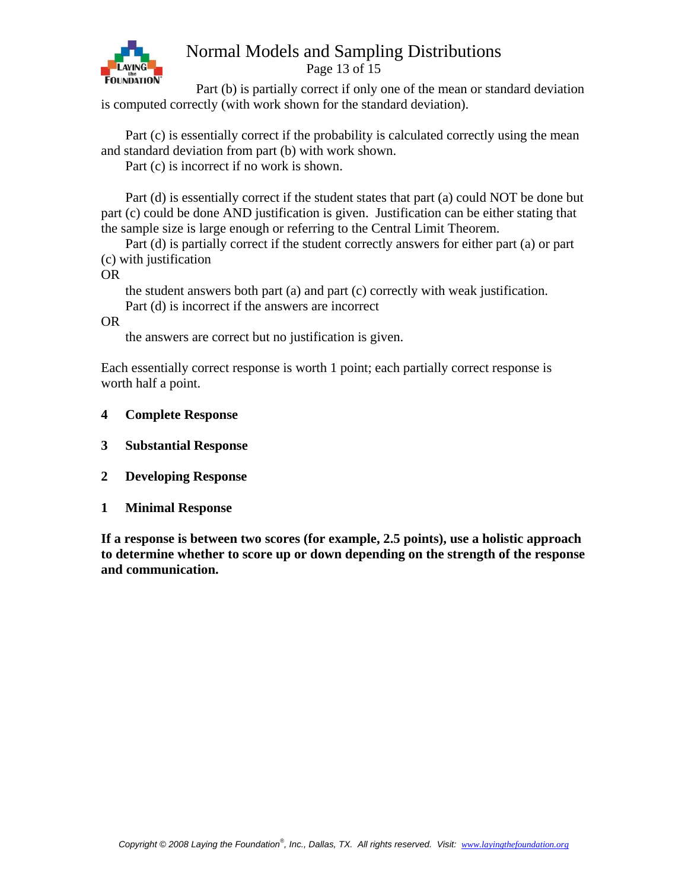Part (b) is partially correct if only one of the mean or standard deviation is computed correctly (with work shown for the standard deviation).

Part (c) is essentially correct if the probability is calculated correctly using the mean and standard deviation from part (b) with work shown.

Part (c) is incorrect if no work is shown.

Part (d) is essentially correct if the student states that part (a) could NOT be done but part (c) could be done AND justification is given. Justification can be either stating that the sample size is large enough or referring to the Central Limit Theorem.

Part (d) is partially correct if the student correctly answers for either part (a) or part (c) with justification

OR

the student answers both part (a) and part (c) correctly with weak justification.

Part (d) is incorrect if the answers are incorrect

OR

the answers are correct but no justification is given.

Each essentially correct response is worth 1 point; each partially correct response is worth half a point.

**4 Complete Response**

**3 Substantial Response**

**2 Developing Response**

**1 Minimal Response**

**If a response is between two scores (for example, 2.5 points), use a holistic approach to determine whether to score up or down depending on the strength of the response and communication.**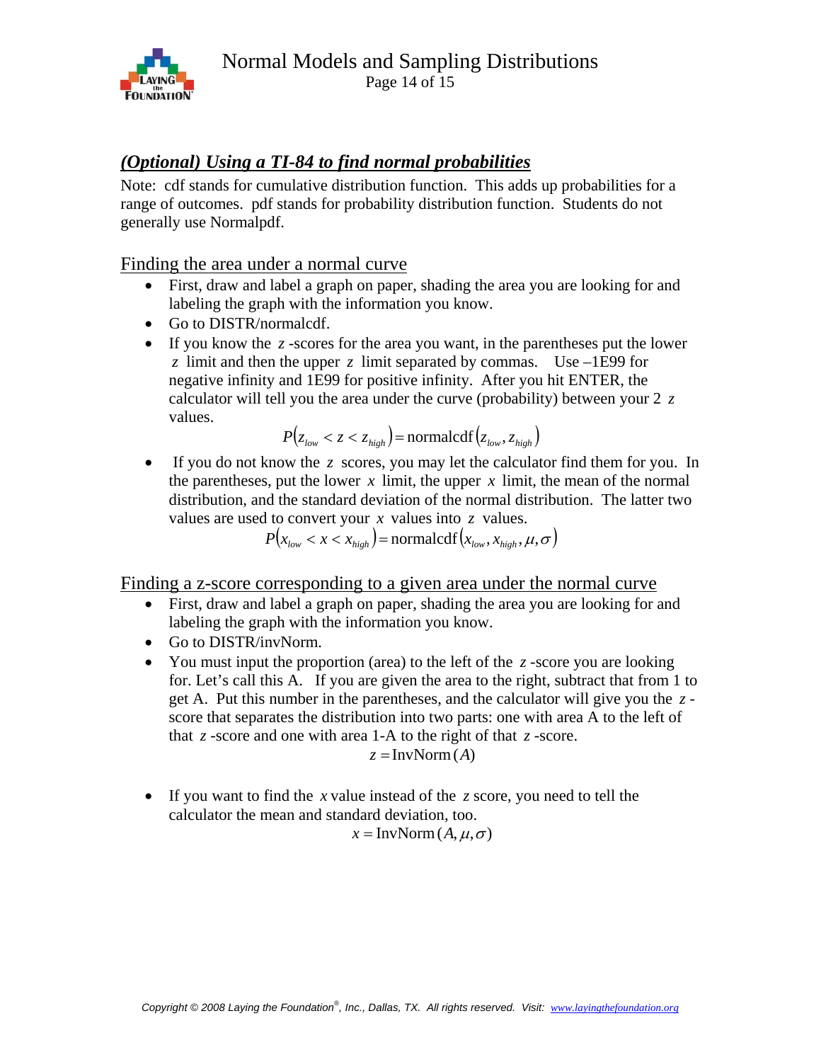## *(Optional) Using a TI-84 to find normal probabilities*

Note: cdf stands for cumulative distribution function. This adds up probabilities for a range of outcomes. pdf stands for probability distribution function. Students do not generally use Normalpdf.

### Finding the area under a normal curve

- First, draw and label a graph on paper, shading the area you are looking for and labeling the graph with the information you know.
- Go to DISTR/normalcdf.
- If you know the $z$-scores for the area you want, in the parentheses put the lower $z$ limit and then the upper $z$ limit separated by commas. Use –1E99 for negative infinity and 1E99 for positive infinity. After you hit ENTER, the calculator will tell you the area under the curve (probability) between your 2 $z$ values.

$$P\left(z_{low} < z < z_{high}\right) = \text{normalcdf}\left(z_{low}, z_{high}\right)$$

- If you do not know the $z$ scores, you may let the calculator find them for you. In the parentheses, put the lower $x$ limit, the upper $x$ limit, the mean of the normal distribution, and the standard deviation of the normal distribution. The latter two values are used to convert your $x$ values into $z$ values.

$$P\left(x_{low} < x < x_{high}\right) = \text{normalcdf}\left(x_{low}, x_{high}, \mu, \sigma\right)$$

### Finding a z-score corresponding to a given area under the normal curve

- First, draw and label a graph on paper, shading the area you are looking for and labeling the graph with the information you know.
- Go to DISTR/invNorm.
- You must input the proportion (area) to the left of the $z$-score you are looking for. Let's call this A. If you are given the area to the right, subtract that from 1 to get A. Put this number in the parentheses, and the calculator will give you the $z$-score that separates the distribution into two parts: one with area A to the left of that $z$-score and one with area 1-A to the right of that $z$-score.

$$z = \text{InvNorm}\,(A)$$

- If you want to find the $x$ value instead of the $z$ score, you need to tell the calculator the mean and standard deviation, too.

$$x = \text{InvNorm}\,(A, \mu, \sigma)$$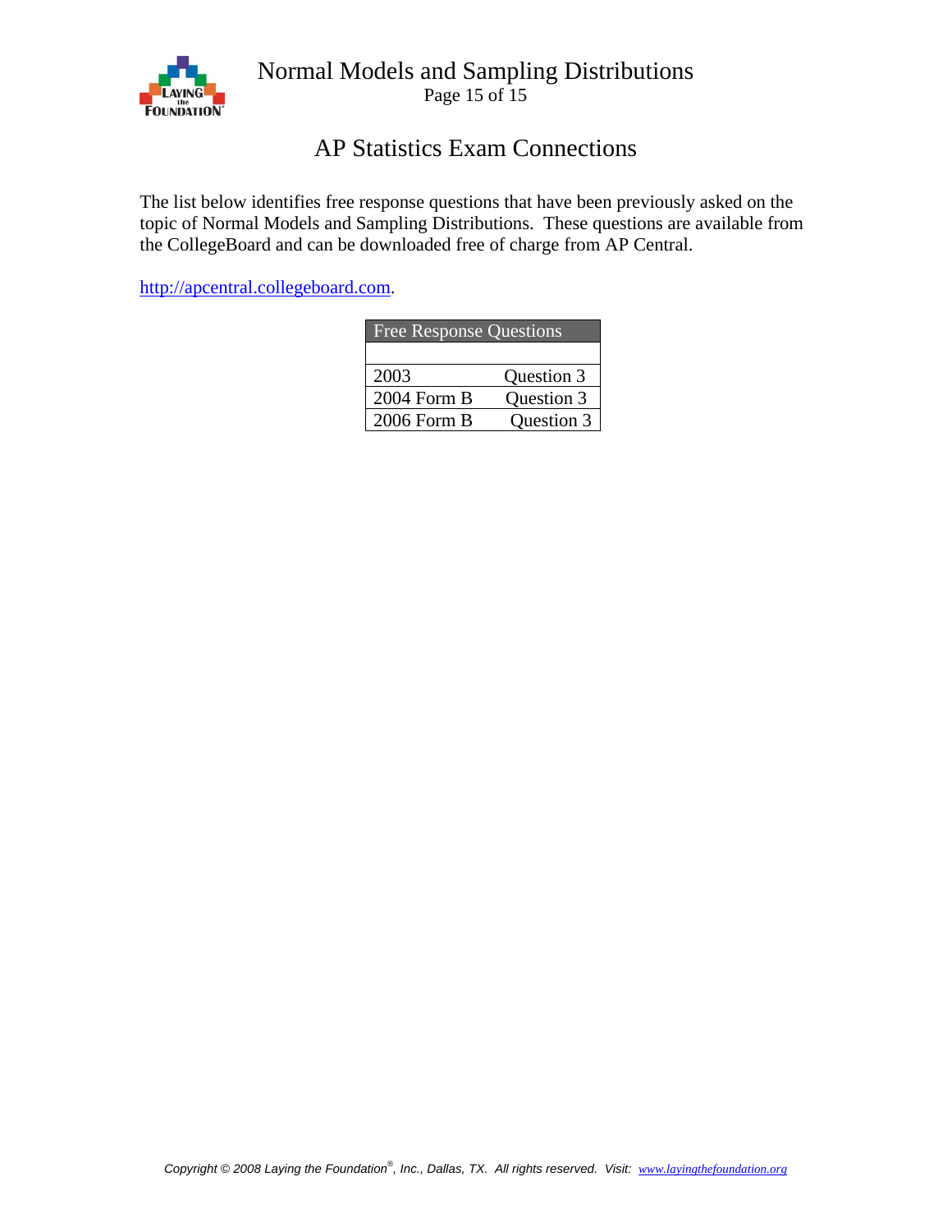# AP Statistics Exam Connections

The list below identifies free response questions that have been previously asked on the topic of Normal Models and Sampling Distributions. These questions are available from the CollegeBoard and can be downloaded free of charge from AP Central.

http://apcentral.collegeboard.com.

| Free Response Questions | |
|---|---|
| | |
| 2003 | Question 3 |
| 2004 Form B | Question 3 |
| 2006 Form B | Question 3 |

*Copyright © 2008 Laying the Foundation®, Inc., Dallas, TX. All rights reserved. Visit: www.layingthefoundation.org*